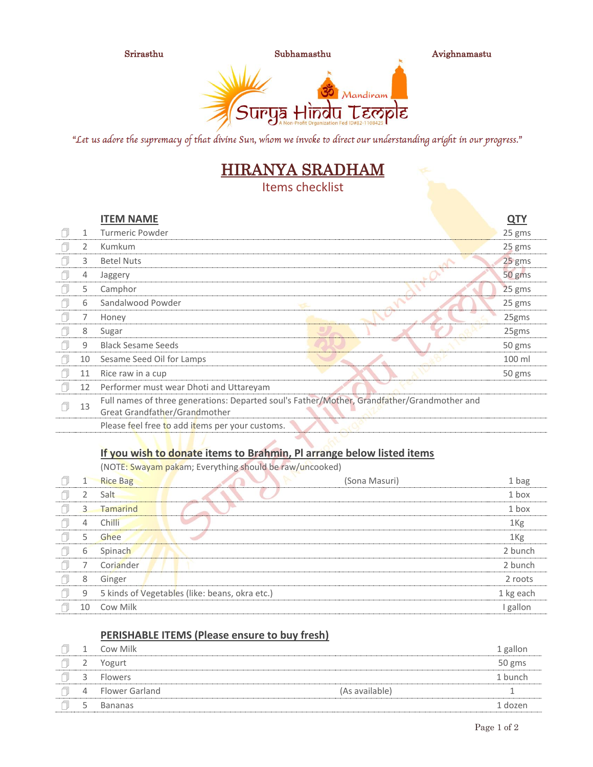Srirasthu Subhamasthu Avighnamastu

Surya Hindu Temple — Mandiram
A Non-Profit Organization Fed ID#82-1108425

*"Let us adore the supremacy of that divine Sun, whom we invoke to direct our understanding aright in our progress."*

# HIRANYA SRADHAM

## Items checklist

| | # | ITEM NAME | QTY |
|---|---|---|---|
| ☐ | 1 | Turmeric Powder | 25 gms |
| ☐ | 2 | Kumkum | 25 gms |
| ☐ | 3 | Betel Nuts | 25 gms |
| ☐ | 4 | Jaggery | 50 gms |
| ☐ | 5 | Camphor | 25 gms |
| ☐ | 6 | Sandalwood Powder | 25 gms |
| ☐ | 7 | Honey | 25gms |
| ☐ | 8 | Sugar | 25gms |
| ☐ | 9 | Black Sesame Seeds | 50 gms |
| ☐ | 10 | Sesame Seed Oil for Lamps | 100 ml |
| ☐ | 11 | Rice raw in a cup | 50 gms |
| ☐ | 12 | Performer must wear Dhoti and Uttareyam | |
| ☐ | 13 | Full names of three generations: Departed soul's Father/Mother, Grandfather/Grandmother and Great Grandfather/Grandmother | |
| | | Please feel free to add items per your customs. | |

### If you wish to donate items to Brahmin, Pl arrange below listed items

(NOTE: Swayam pakam; Everything should be raw/uncooked)

| | # | Item | | QTY |
|---|---|---|---|---|
| ☐ | 1 | Rice Bag | (Sona Masuri) | 1 bag |
| ☐ | 2 | Salt | | 1 box |
| ☐ | 3 | Tamarind | | 1 box |
| ☐ | 4 | Chilli | | 1Kg |
| ☐ | 5 | Ghee | | 1Kg |
| ☐ | 6 | Spinach | | 2 bunch |
| ☐ | 7 | Coriander | | 2 bunch |
| ☐ | 8 | Ginger | | 2 roots |
| ☐ | 9 | 5 kinds of Vegetables (like: beans, okra etc.) | | 1 kg each |
| ☐ | 10 | Cow Milk | | I gallon |

### PERISHABLE ITEMS (Please ensure to buy fresh)

| | # | Item | | QTY |
|---|---|---|---|---|
| ☐ | 1 | Cow Milk | | 1 gallon |
| ☐ | 2 | Yogurt | | 50 gms |
| ☐ | 3 | Flowers | | 1 bunch |
| ☐ | 4 | Flower Garland | (As available) | 1 |
| ☐ | 5 | Bananas | | 1 dozen |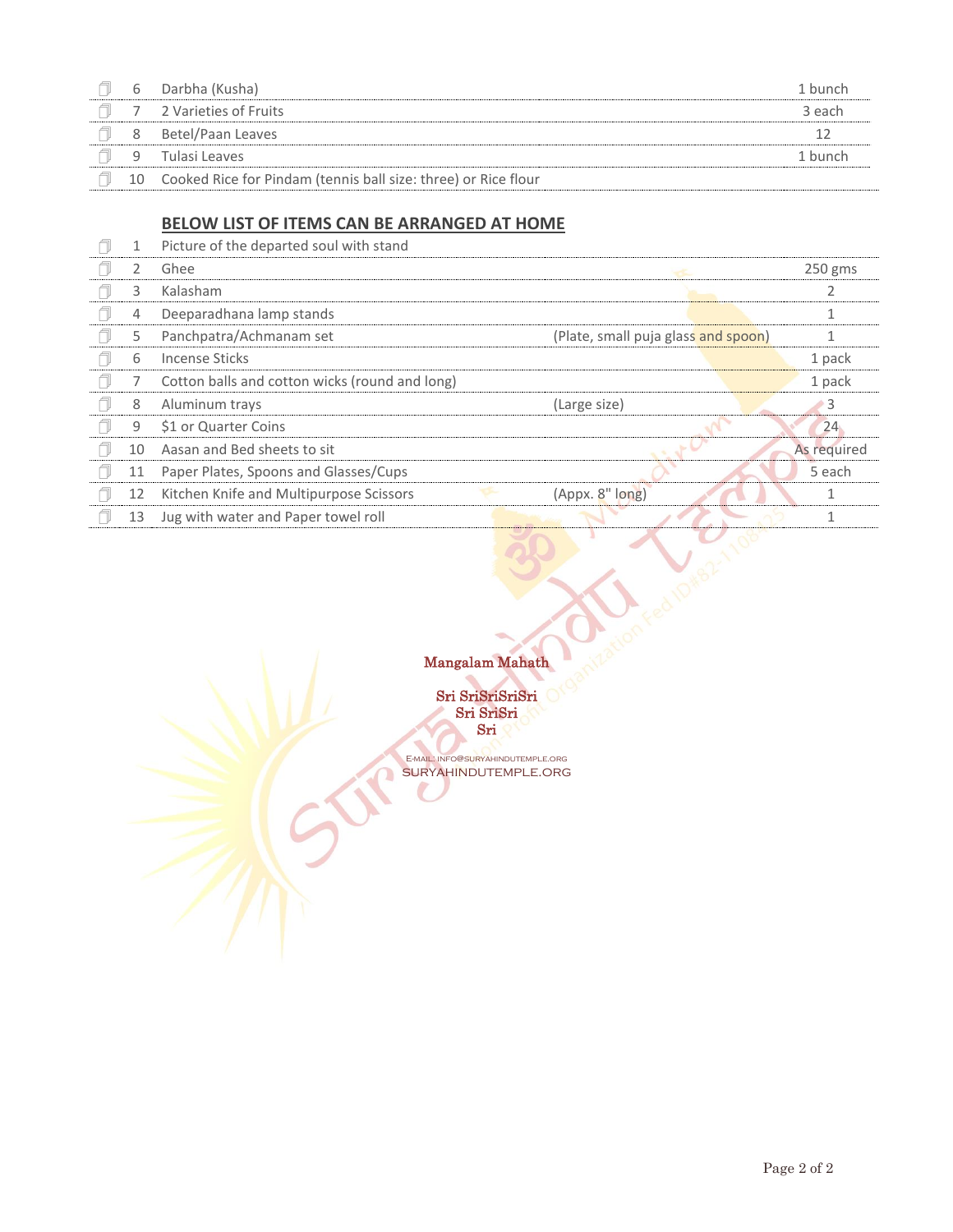| | | | |
|---|---|---|---|
| ☐ | 6 | Darbha (Kusha) | 1 bunch |
| ☐ | 7 | 2 Varieties of Fruits | 3 each |
| ☐ | 8 | Betel/Paan Leaves | 12 |
| ☐ | 9 | Tulasi Leaves | 1 bunch |
| ☐ | 10 | Cooked Rice for Pindam (tennis ball size: three) or Rice flour | |

**BELOW LIST OF ITEMS CAN BE ARRANGED AT HOME**

| | | | | |
|---|---|---|---|---|
| ☐ | 1 | Picture of the departed soul with stand | | |
| ☐ | 2 | Ghee | | 250 gms |
| ☐ | 3 | Kalasham | | 2 |
| ☐ | 4 | Deeparadhana lamp stands | | 1 |
| ☐ | 5 | Panchpatra/Achmanam set | (Plate, small puja glass and spoon) | 1 |
| ☐ | 6 | Incense Sticks | | 1 pack |
| ☐ | 7 | Cotton balls and cotton wicks (round and long) | | 1 pack |
| ☐ | 8 | Aluminum trays | (Large size) | 3 |
| ☐ | 9 | $1 or Quarter Coins | | 24 |
| ☐ | 10 | Aasan and Bed sheets to sit | | As required |
| ☐ | 11 | Paper Plates, Spoons and Glasses/Cups | | 5 each |
| ☐ | 12 | Kitchen Knife and Multipurpose Scissors | (Appx. 8" long) | 1 |
| ☐ | 13 | Jug with water and Paper towel roll | | 1 |

Mangalam Mahath

Sri SriSriSriSri
Sri SriSri
Sri

E-MAIL: INFO@SURYAHINDUTEMPLE.ORG
SURYAHINDUTEMPLE.ORG